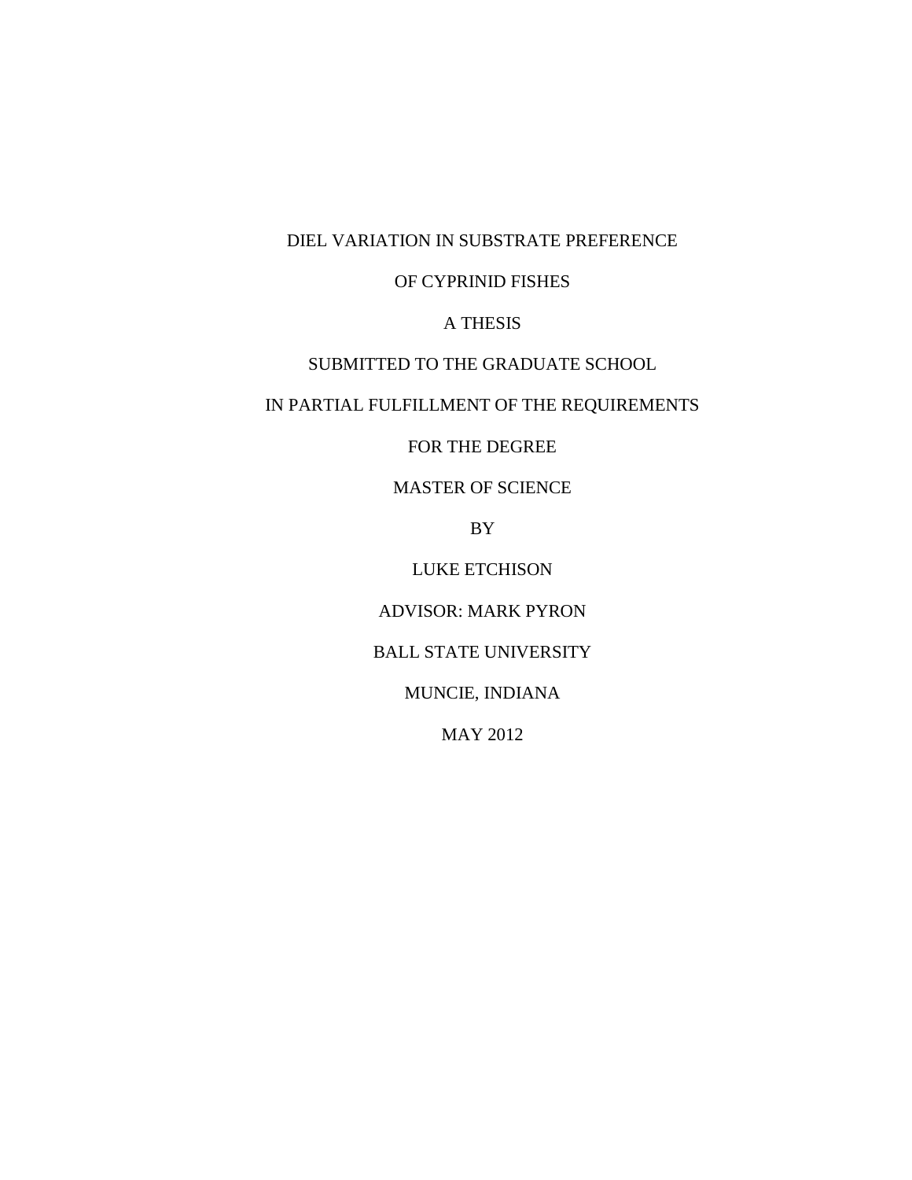# DIEL VARIATION IN SUBSTRATE PREFERENCE OF CYPRINID FISHES

A THESIS

SUBMITTED TO THE GRADUATE SCHOOL

IN PARTIAL FULFILLMENT OF THE REQUIREMENTS

FOR THE DEGREE

MASTER OF SCIENCE

BY

LUKE ETCHISON

ADVISOR: MARK PYRON

BALL STATE UNIVERSITY

MUNCIE, INDIANA

MAY 2012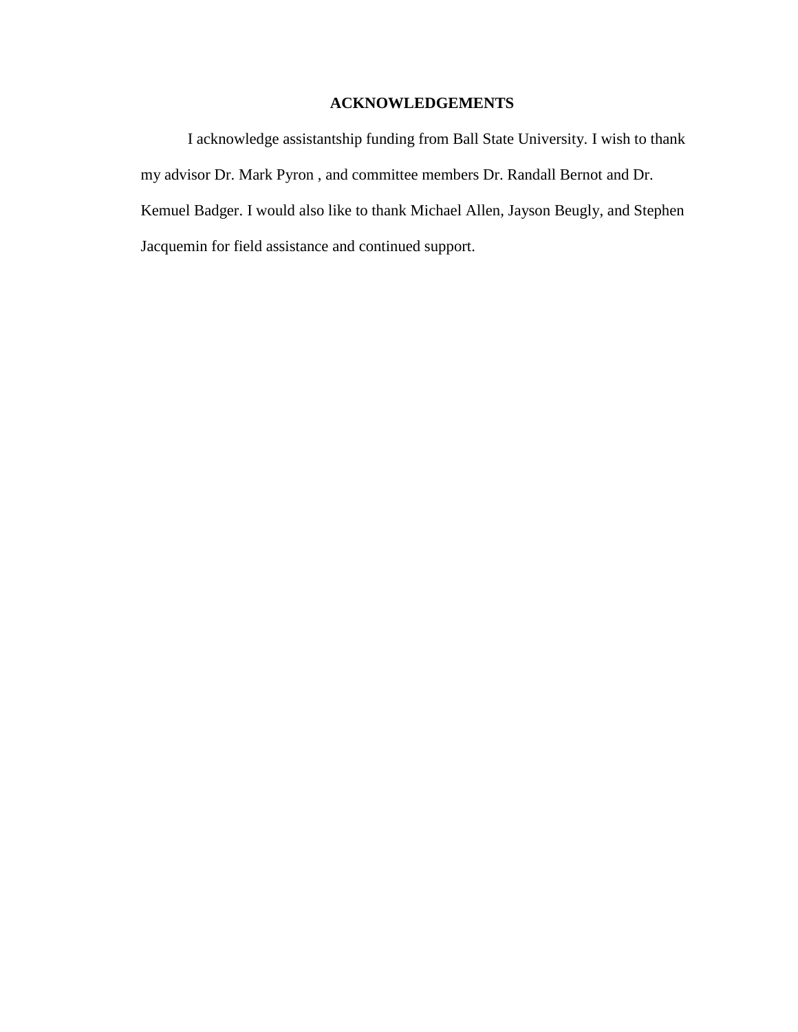## ACKNOWLEDGEMENTS

I acknowledge assistantship funding from Ball State University. I wish to thank my advisor Dr. Mark Pyron , and committee members Dr. Randall Bernot and Dr. Kemuel Badger. I would also like to thank Michael Allen, Jayson Beugly, and Stephen Jacquemin for field assistance and continued support.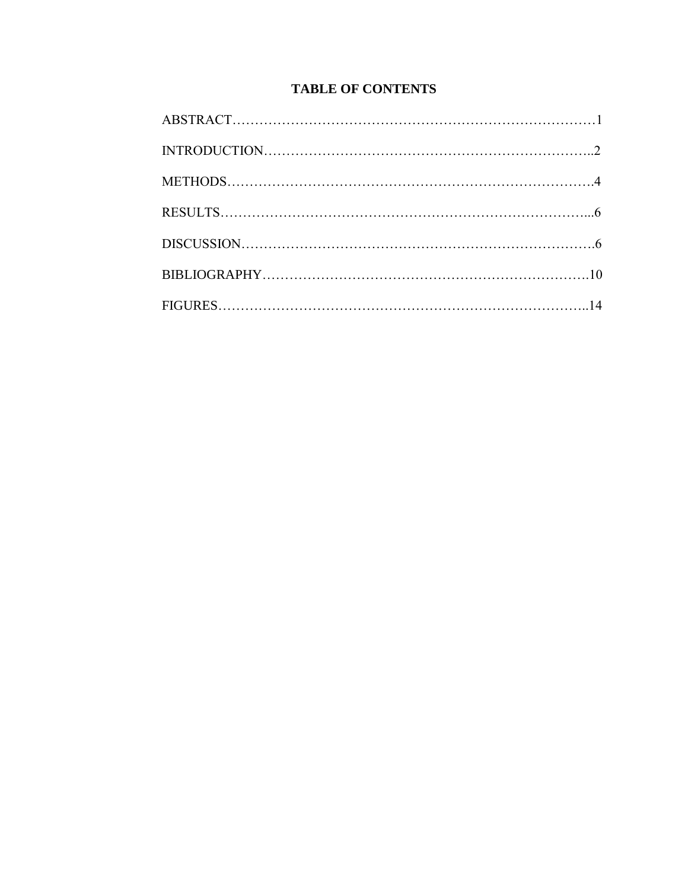# TABLE OF CONTENTS

ABSTRACT……………………………………………………………………………1

INTRODUCTION…………………………………………………………………..2

METHODS…………………………………………………………………………….4

RESULTS…………………………………………………………………………...6

DISCUSSION……………………………………………………………………….6

BIBLIOGRAPHY……………………………………………………………….10

FIGURES……………………………………………………………………………..14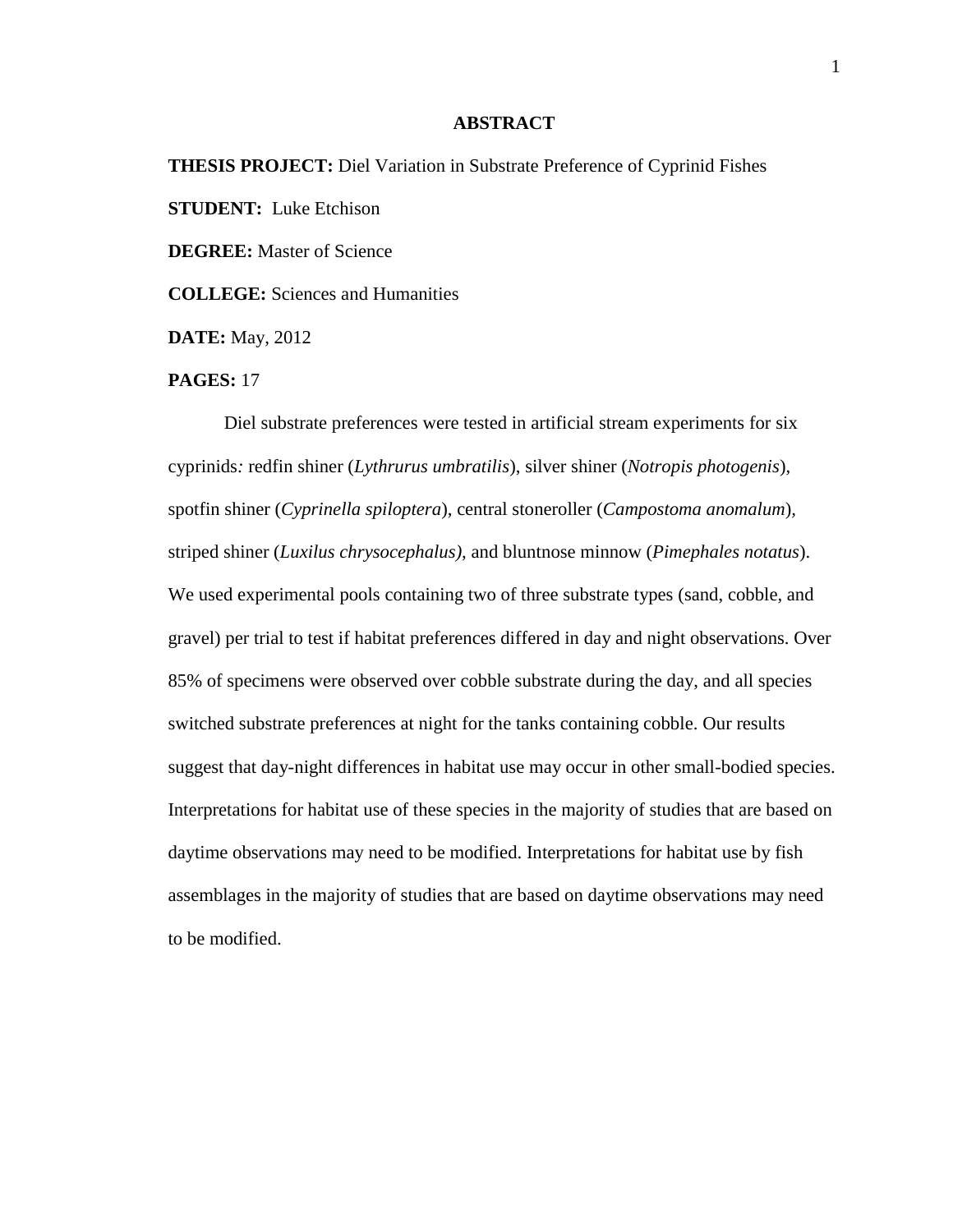# ABSTRACT

**THESIS PROJECT:** Diel Variation in Substrate Preference of Cyprinid Fishes

**STUDENT:** Luke Etchison

**DEGREE:** Master of Science

**COLLEGE:** Sciences and Humanities

**DATE:** May, 2012

**PAGES:** 17

Diel substrate preferences were tested in artificial stream experiments for six cyprinids*:* redfin shiner (*Lythrurus umbratilis*), silver shiner (*Notropis photogenis*), spotfin shiner (*Cyprinella spiloptera*), central stoneroller (*Campostoma anomalum*), striped shiner (*Luxilus chrysocephalus),* and bluntnose minnow (*Pimephales notatus*). We used experimental pools containing two of three substrate types (sand, cobble, and gravel) per trial to test if habitat preferences differed in day and night observations. Over 85% of specimens were observed over cobble substrate during the day, and all species switched substrate preferences at night for the tanks containing cobble. Our results suggest that day-night differences in habitat use may occur in other small-bodied species. Interpretations for habitat use of these species in the majority of studies that are based on daytime observations may need to be modified. Interpretations for habitat use by fish assemblages in the majority of studies that are based on daytime observations may need to be modified.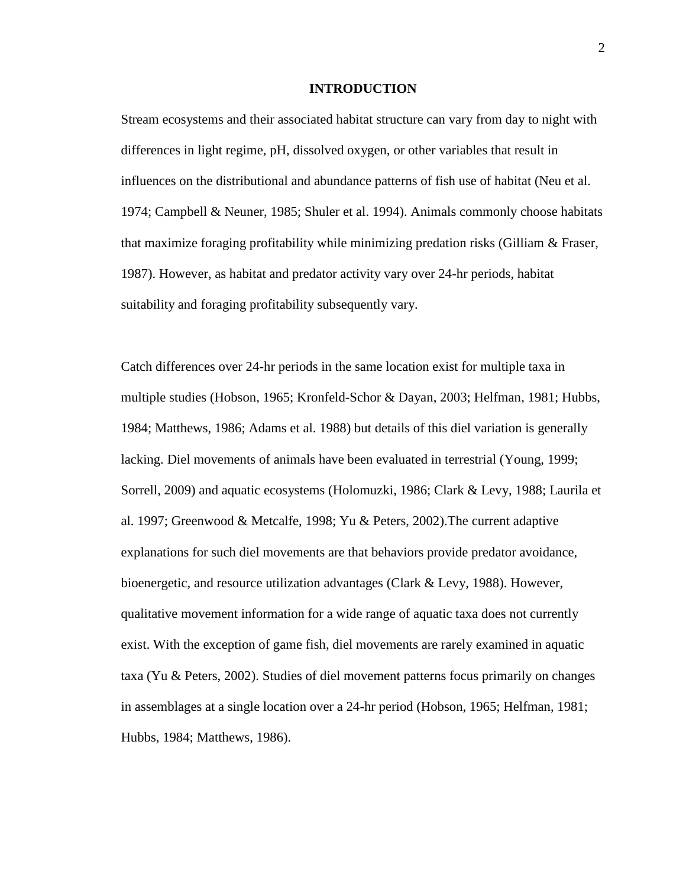# INTRODUCTION

Stream ecosystems and their associated habitat structure can vary from day to night with differences in light regime, pH, dissolved oxygen, or other variables that result in influences on the distributional and abundance patterns of fish use of habitat (Neu et al. 1974; Campbell & Neuner, 1985; Shuler et al. 1994). Animals commonly choose habitats that maximize foraging profitability while minimizing predation risks (Gilliam & Fraser, 1987). However, as habitat and predator activity vary over 24-hr periods, habitat suitability and foraging profitability subsequently vary.

Catch differences over 24-hr periods in the same location exist for multiple taxa in multiple studies (Hobson, 1965; Kronfeld-Schor & Dayan, 2003; Helfman, 1981; Hubbs, 1984; Matthews, 1986; Adams et al. 1988) but details of this diel variation is generally lacking. Diel movements of animals have been evaluated in terrestrial (Young, 1999; Sorrell, 2009) and aquatic ecosystems (Holomuzki, 1986; Clark & Levy, 1988; Laurila et al. 1997; Greenwood & Metcalfe, 1998; Yu & Peters, 2002).The current adaptive explanations for such diel movements are that behaviors provide predator avoidance, bioenergetic, and resource utilization advantages (Clark & Levy, 1988). However, qualitative movement information for a wide range of aquatic taxa does not currently exist. With the exception of game fish, diel movements are rarely examined in aquatic taxa (Yu & Peters, 2002). Studies of diel movement patterns focus primarily on changes in assemblages at a single location over a 24-hr period (Hobson, 1965; Helfman, 1981; Hubbs, 1984; Matthews, 1986).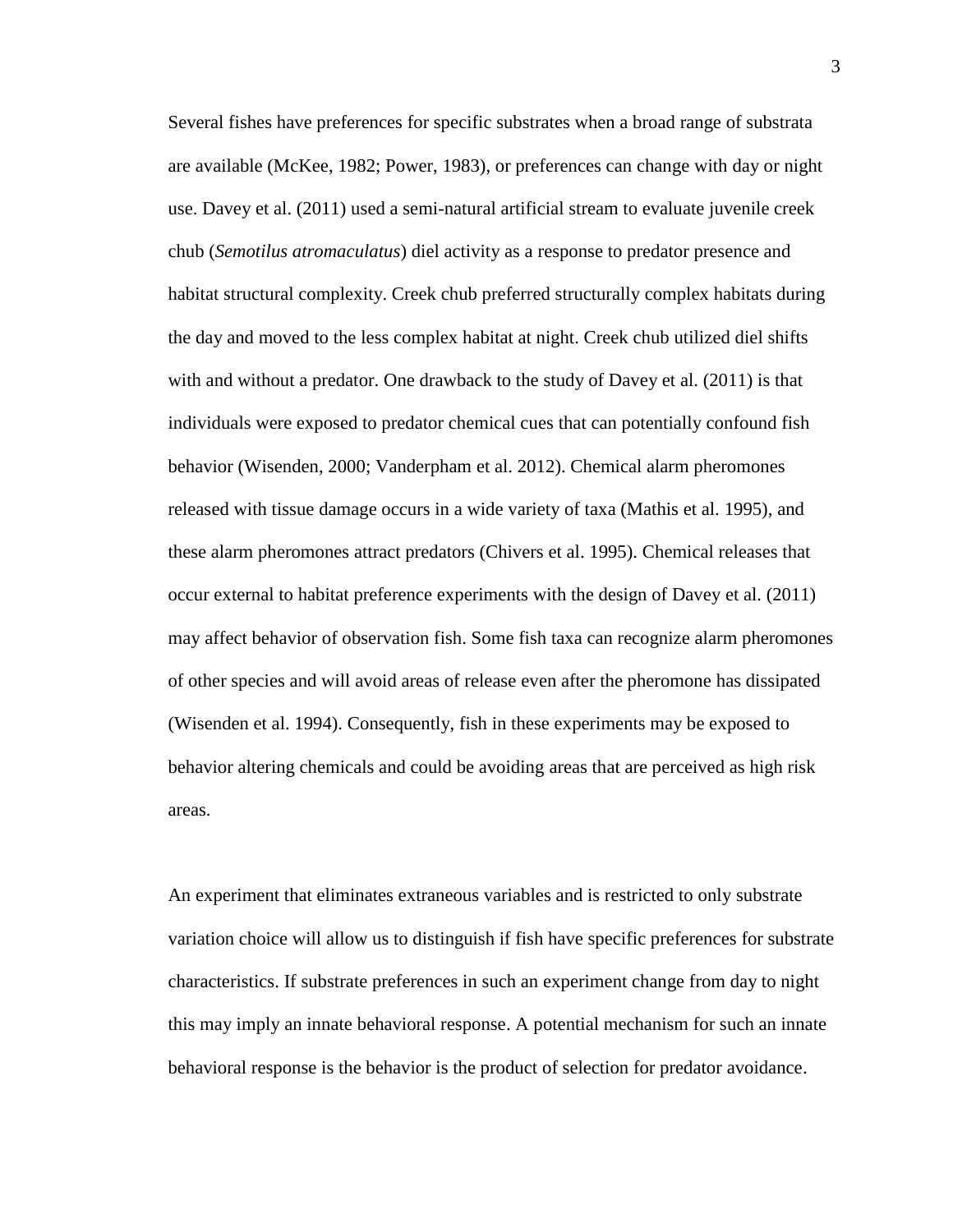Several fishes have preferences for specific substrates when a broad range of substrata are available (McKee, 1982; Power, 1983), or preferences can change with day or night use. Davey et al. (2011) used a semi-natural artificial stream to evaluate juvenile creek chub (*Semotilus atromaculatus*) diel activity as a response to predator presence and habitat structural complexity. Creek chub preferred structurally complex habitats during the day and moved to the less complex habitat at night. Creek chub utilized diel shifts with and without a predator. One drawback to the study of Davey et al. (2011) is that individuals were exposed to predator chemical cues that can potentially confound fish behavior (Wisenden, 2000; Vanderpham et al. 2012). Chemical alarm pheromones released with tissue damage occurs in a wide variety of taxa (Mathis et al. 1995), and these alarm pheromones attract predators (Chivers et al. 1995). Chemical releases that occur external to habitat preference experiments with the design of Davey et al. (2011) may affect behavior of observation fish. Some fish taxa can recognize alarm pheromones of other species and will avoid areas of release even after the pheromone has dissipated (Wisenden et al. 1994). Consequently, fish in these experiments may be exposed to behavior altering chemicals and could be avoiding areas that are perceived as high risk areas.

An experiment that eliminates extraneous variables and is restricted to only substrate variation choice will allow us to distinguish if fish have specific preferences for substrate characteristics. If substrate preferences in such an experiment change from day to night this may imply an innate behavioral response. A potential mechanism for such an innate behavioral response is the behavior is the product of selection for predator avoidance.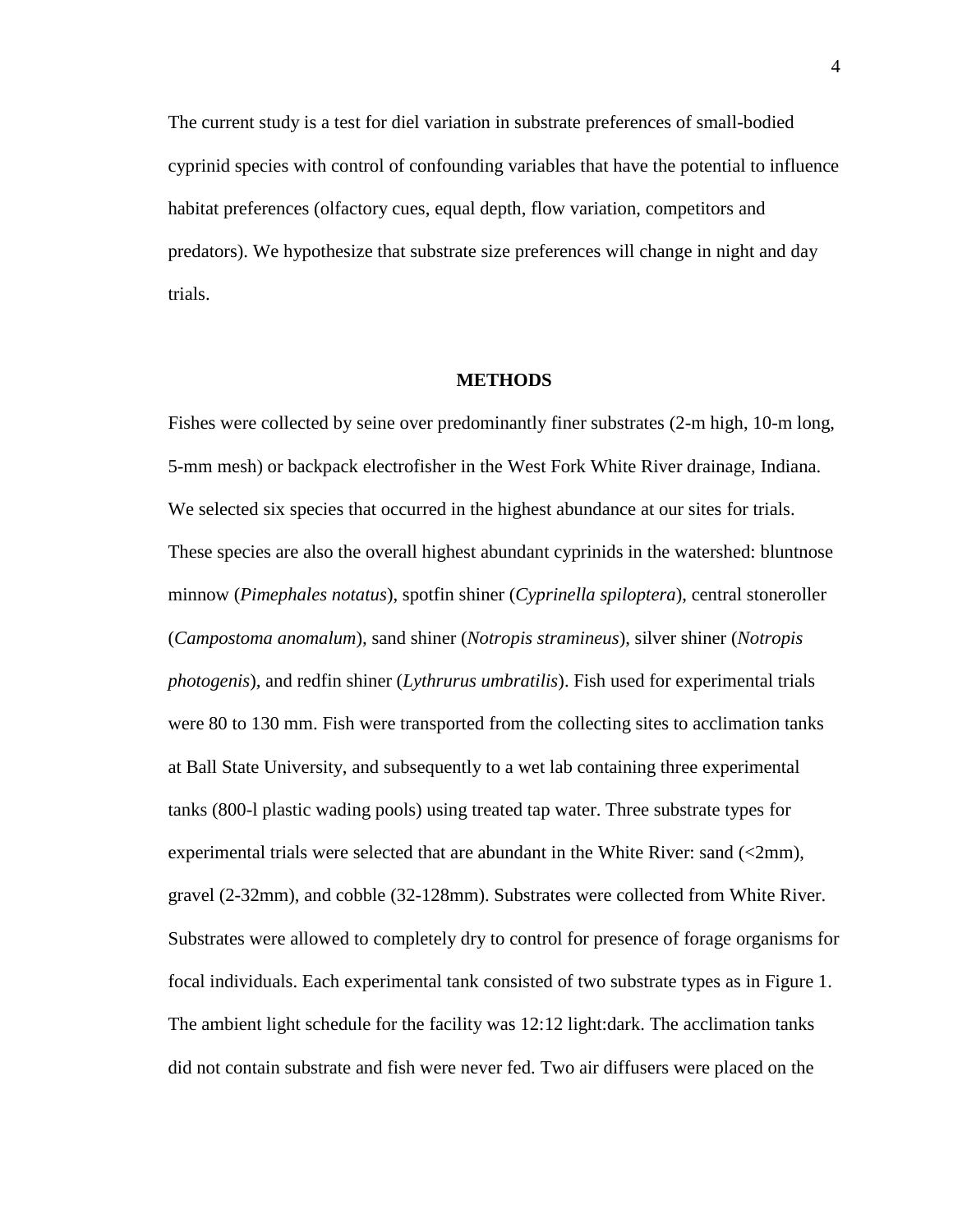The current study is a test for diel variation in substrate preferences of small-bodied cyprinid species with control of confounding variables that have the potential to influence habitat preferences (olfactory cues, equal depth, flow variation, competitors and predators). We hypothesize that substrate size preferences will change in night and day trials.

## METHODS

Fishes were collected by seine over predominantly finer substrates (2-m high, 10-m long, 5-mm mesh) or backpack electrofisher in the West Fork White River drainage, Indiana. We selected six species that occurred in the highest abundance at our sites for trials. These species are also the overall highest abundant cyprinids in the watershed: bluntnose minnow (*Pimephales notatus*), spotfin shiner (*Cyprinella spiloptera*), central stoneroller (*Campostoma anomalum*), sand shiner (*Notropis stramineus*), silver shiner (*Notropis photogenis*), and redfin shiner (*Lythrurus umbratilis*). Fish used for experimental trials were 80 to 130 mm. Fish were transported from the collecting sites to acclimation tanks at Ball State University, and subsequently to a wet lab containing three experimental tanks (800-l plastic wading pools) using treated tap water. Three substrate types for experimental trials were selected that are abundant in the White River: sand (<2mm), gravel (2-32mm), and cobble (32-128mm). Substrates were collected from White River. Substrates were allowed to completely dry to control for presence of forage organisms for focal individuals. Each experimental tank consisted of two substrate types as in Figure 1. The ambient light schedule for the facility was 12:12 light:dark. The acclimation tanks did not contain substrate and fish were never fed. Two air diffusers were placed on the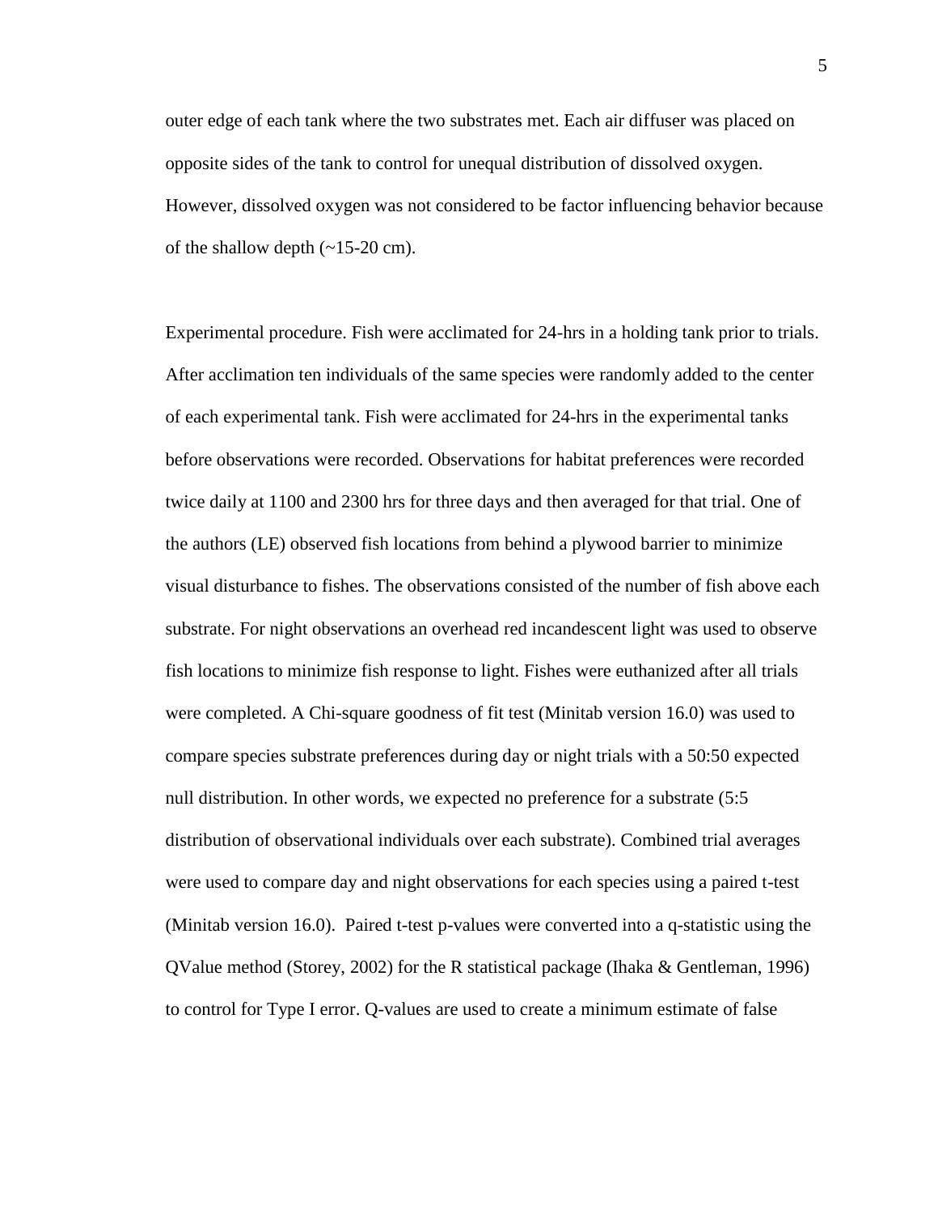outer edge of each tank where the two substrates met. Each air diffuser was placed on opposite sides of the tank to control for unequal distribution of dissolved oxygen. However, dissolved oxygen was not considered to be factor influencing behavior because of the shallow depth (~15-20 cm).

Experimental procedure. Fish were acclimated for 24-hrs in a holding tank prior to trials. After acclimation ten individuals of the same species were randomly added to the center of each experimental tank. Fish were acclimated for 24-hrs in the experimental tanks before observations were recorded. Observations for habitat preferences were recorded twice daily at 1100 and 2300 hrs for three days and then averaged for that trial. One of the authors (LE) observed fish locations from behind a plywood barrier to minimize visual disturbance to fishes. The observations consisted of the number of fish above each substrate. For night observations an overhead red incandescent light was used to observe fish locations to minimize fish response to light. Fishes were euthanized after all trials were completed. A Chi-square goodness of fit test (Minitab version 16.0) was used to compare species substrate preferences during day or night trials with a 50:50 expected null distribution. In other words, we expected no preference for a substrate (5:5 distribution of observational individuals over each substrate). Combined trial averages were used to compare day and night observations for each species using a paired t-test (Minitab version 16.0). Paired t-test p-values were converted into a q-statistic using the QValue method (Storey, 2002) for the R statistical package (Ihaka & Gentleman, 1996) to control for Type I error. Q-values are used to create a minimum estimate of false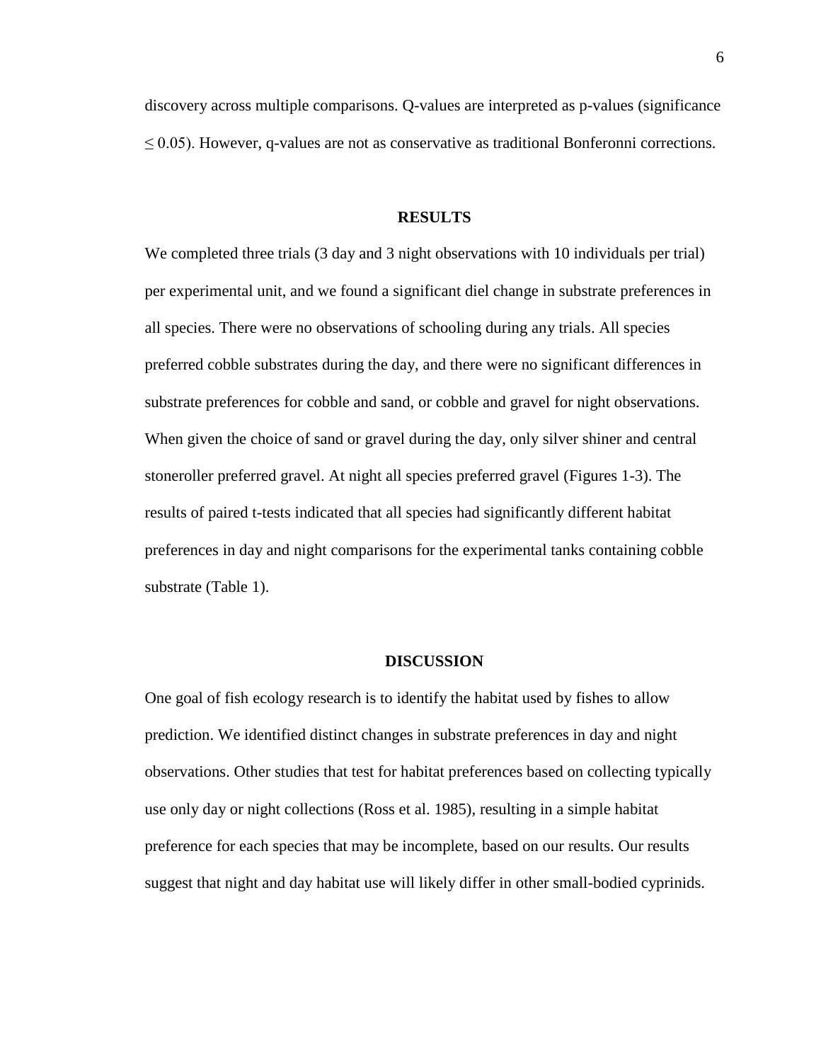discovery across multiple comparisons. Q-values are interpreted as p-values (significance $\leq 0.05$). However, q-values are not as conservative as traditional Bonferonni corrections.

## RESULTS

We completed three trials (3 day and 3 night observations with 10 individuals per trial) per experimental unit, and we found a significant diel change in substrate preferences in all species. There were no observations of schooling during any trials. All species preferred cobble substrates during the day, and there were no significant differences in substrate preferences for cobble and sand, or cobble and gravel for night observations. When given the choice of sand or gravel during the day, only silver shiner and central stoneroller preferred gravel. At night all species preferred gravel (Figures 1-3). The results of paired t-tests indicated that all species had significantly different habitat preferences in day and night comparisons for the experimental tanks containing cobble substrate (Table 1).

## DISCUSSION

One goal of fish ecology research is to identify the habitat used by fishes to allow prediction. We identified distinct changes in substrate preferences in day and night observations. Other studies that test for habitat preferences based on collecting typically use only day or night collections (Ross et al. 1985), resulting in a simple habitat preference for each species that may be incomplete, based on our results. Our results suggest that night and day habitat use will likely differ in other small-bodied cyprinids.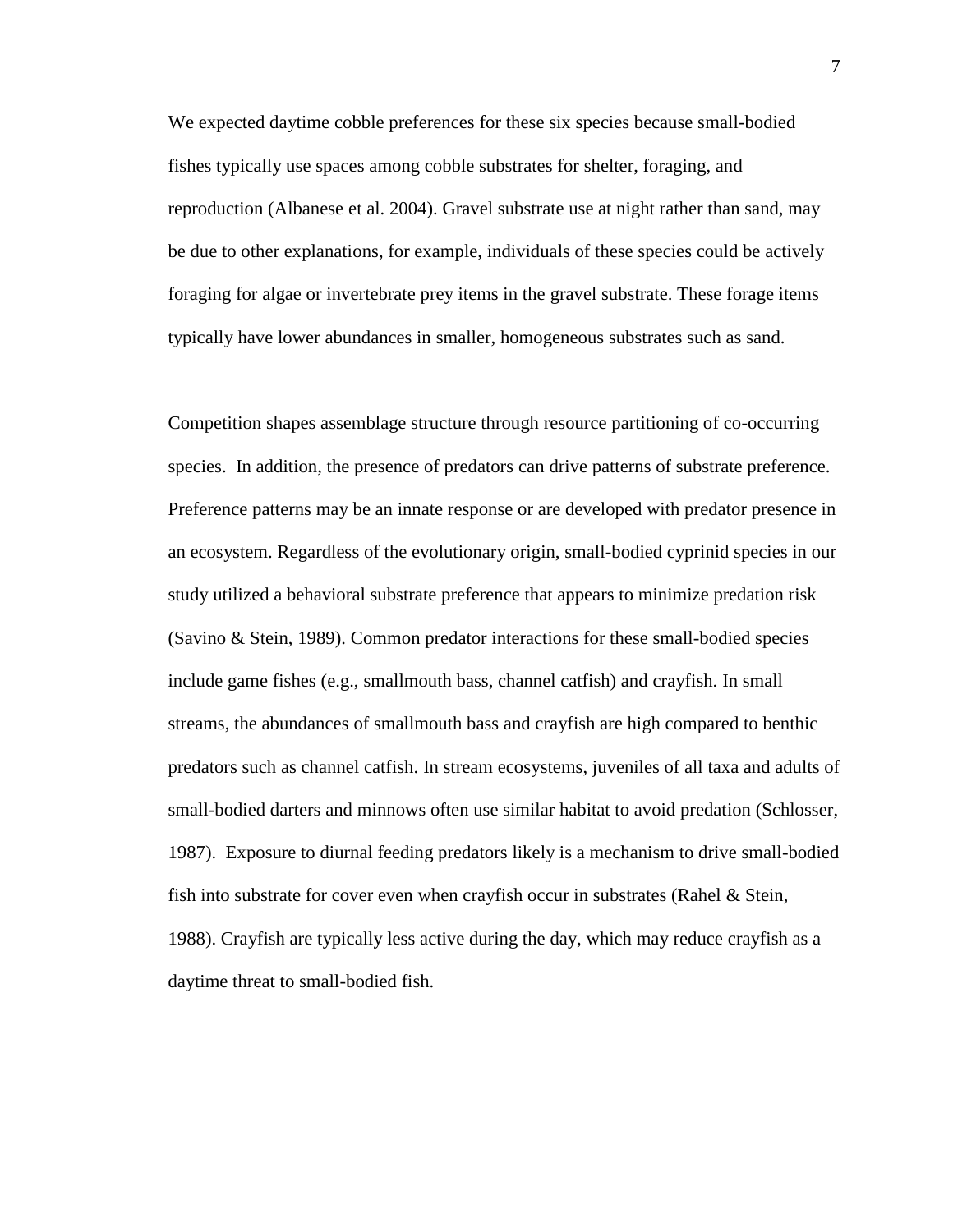We expected daytime cobble preferences for these six species because small-bodied fishes typically use spaces among cobble substrates for shelter, foraging, and reproduction (Albanese et al. 2004). Gravel substrate use at night rather than sand, may be due to other explanations, for example, individuals of these species could be actively foraging for algae or invertebrate prey items in the gravel substrate. These forage items typically have lower abundances in smaller, homogeneous substrates such as sand.

Competition shapes assemblage structure through resource partitioning of co-occurring species. In addition, the presence of predators can drive patterns of substrate preference. Preference patterns may be an innate response or are developed with predator presence in an ecosystem. Regardless of the evolutionary origin, small-bodied cyprinid species in our study utilized a behavioral substrate preference that appears to minimize predation risk (Savino & Stein, 1989). Common predator interactions for these small-bodied species include game fishes (e.g., smallmouth bass, channel catfish) and crayfish. In small streams, the abundances of smallmouth bass and crayfish are high compared to benthic predators such as channel catfish. In stream ecosystems, juveniles of all taxa and adults of small-bodied darters and minnows often use similar habitat to avoid predation (Schlosser, 1987). Exposure to diurnal feeding predators likely is a mechanism to drive small-bodied fish into substrate for cover even when crayfish occur in substrates (Rahel & Stein, 1988). Crayfish are typically less active during the day, which may reduce crayfish as a daytime threat to small-bodied fish.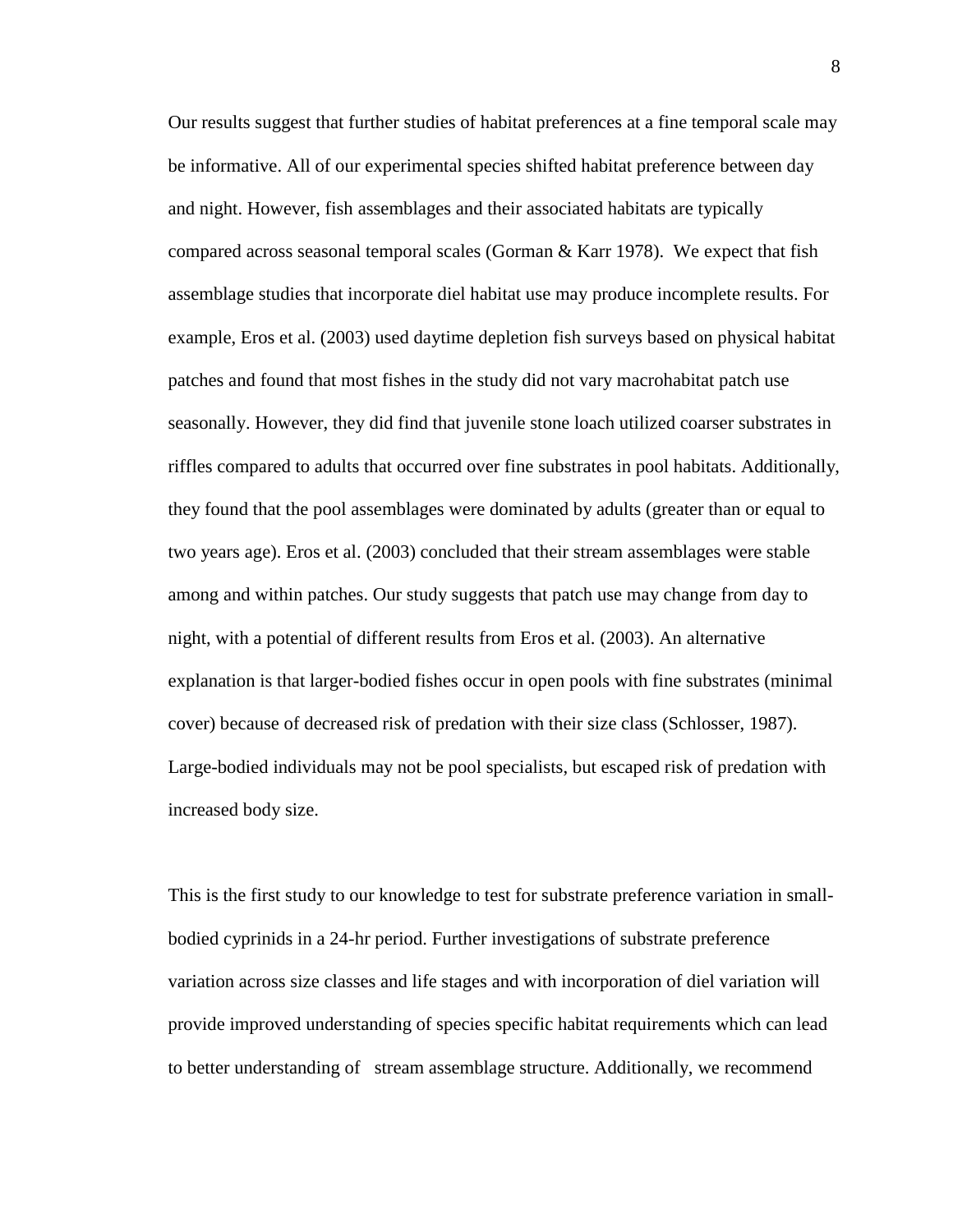Our results suggest that further studies of habitat preferences at a fine temporal scale may be informative. All of our experimental species shifted habitat preference between day and night. However, fish assemblages and their associated habitats are typically compared across seasonal temporal scales (Gorman & Karr 1978). We expect that fish assemblage studies that incorporate diel habitat use may produce incomplete results. For example, Eros et al. (2003) used daytime depletion fish surveys based on physical habitat patches and found that most fishes in the study did not vary macrohabitat patch use seasonally. However, they did find that juvenile stone loach utilized coarser substrates in riffles compared to adults that occurred over fine substrates in pool habitats. Additionally, they found that the pool assemblages were dominated by adults (greater than or equal to two years age). Eros et al. (2003) concluded that their stream assemblages were stable among and within patches. Our study suggests that patch use may change from day to night, with a potential of different results from Eros et al. (2003). An alternative explanation is that larger-bodied fishes occur in open pools with fine substrates (minimal cover) because of decreased risk of predation with their size class (Schlosser, 1987). Large-bodied individuals may not be pool specialists, but escaped risk of predation with increased body size.

This is the first study to our knowledge to test for substrate preference variation in small-bodied cyprinids in a 24-hr period. Further investigations of substrate preference variation across size classes and life stages and with incorporation of diel variation will provide improved understanding of species specific habitat requirements which can lead to better understanding of stream assemblage structure. Additionally, we recommend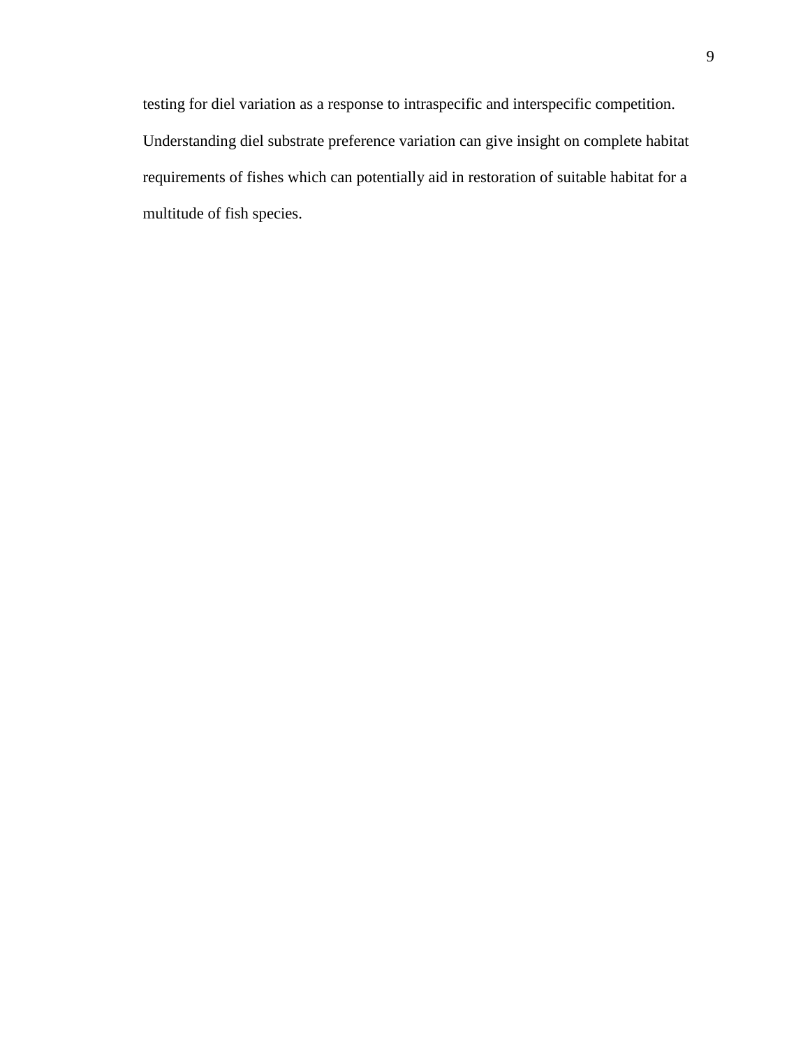testing for diel variation as a response to intraspecific and interspecific competition. Understanding diel substrate preference variation can give insight on complete habitat requirements of fishes which can potentially aid in restoration of suitable habitat for a multitude of fish species.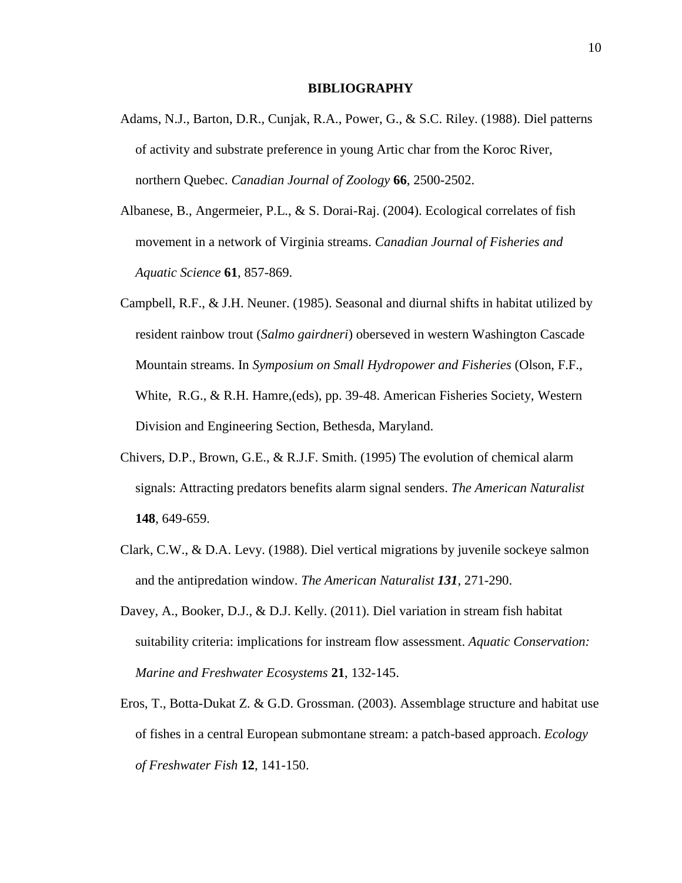## BIBLIOGRAPHY

Adams, N.J., Barton, D.R., Cunjak, R.A., Power, G., & S.C. Riley. (1988). Diel patterns of activity and substrate preference in young Artic char from the Koroc River, northern Quebec. *Canadian Journal of Zoology* **66**, 2500-2502.

Albanese, B., Angermeier, P.L., & S. Dorai-Raj. (2004). Ecological correlates of fish movement in a network of Virginia streams. *Canadian Journal of Fisheries and Aquatic Science* **61**, 857-869.

Campbell, R.F., & J.H. Neuner. (1985). Seasonal and diurnal shifts in habitat utilized by resident rainbow trout (*Salmo gairdneri*) oberseved in western Washington Cascade Mountain streams. In *Symposium on Small Hydropower and Fisheries* (Olson, F.F., White, R.G., & R.H. Hamre,(eds), pp. 39-48. American Fisheries Society, Western Division and Engineering Section, Bethesda, Maryland.

Chivers, D.P., Brown, G.E., & R.J.F. Smith. (1995) The evolution of chemical alarm signals: Attracting predators benefits alarm signal senders. *The American Naturalist* **148**, 649-659.

Clark, C.W., & D.A. Levy. (1988). Diel vertical migrations by juvenile sockeye salmon and the antipredation window. *The American Naturalist **131***, 271-290.

Davey, A., Booker, D.J., & D.J. Kelly. (2011). Diel variation in stream fish habitat suitability criteria: implications for instream flow assessment. *Aquatic Conservation: Marine and Freshwater Ecosystems* **21**, 132-145.

Eros, T., Botta-Dukat Z. & G.D. Grossman. (2003). Assemblage structure and habitat use of fishes in a central European submontane stream: a patch-based approach. *Ecology of Freshwater Fish* **12**, 141-150.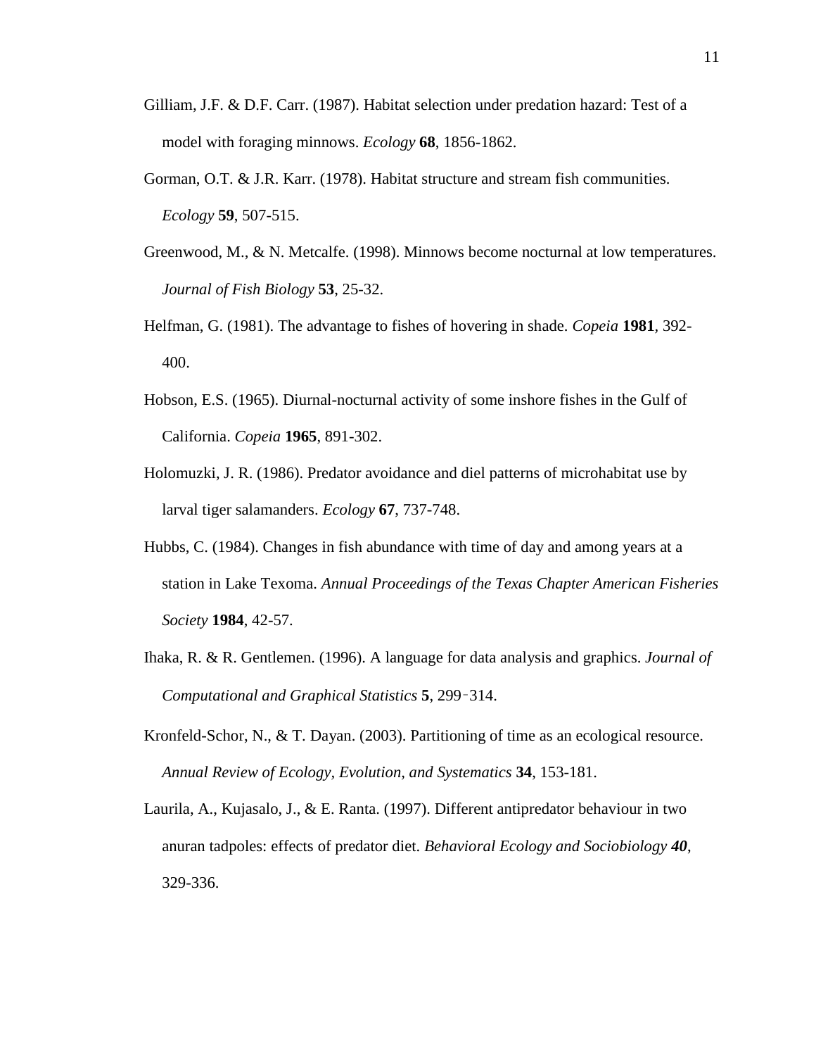Gilliam, J.F. & D.F. Carr. (1987). Habitat selection under predation hazard: Test of a model with foraging minnows. *Ecology* **68**, 1856-1862.

Gorman, O.T. & J.R. Karr. (1978). Habitat structure and stream fish communities. *Ecology* **59**, 507-515.

Greenwood, M., & N. Metcalfe. (1998). Minnows become nocturnal at low temperatures. *Journal of Fish Biology* **53**, 25-32.

Helfman, G. (1981). The advantage to fishes of hovering in shade. *Copeia* **1981**, 392-400.

Hobson, E.S. (1965). Diurnal-nocturnal activity of some inshore fishes in the Gulf of California. *Copeia* **1965**, 891-302.

Holomuzki, J. R. (1986). Predator avoidance and diel patterns of microhabitat use by larval tiger salamanders. *Ecology* **67**, 737-748.

Hubbs, C. (1984). Changes in fish abundance with time of day and among years at a station in Lake Texoma. *Annual Proceedings of the Texas Chapter American Fisheries Society* **1984**, 42-57.

Ihaka, R. & R. Gentlemen. (1996). A language for data analysis and graphics. *Journal of Computational and Graphical Statistics* **5**, 299–314.

Kronfeld-Schor, N., & T. Dayan. (2003). Partitioning of time as an ecological resource. *Annual Review of Ecology, Evolution, and Systematics* **34**, 153-181.

Laurila, A., Kujasalo, J., & E. Ranta. (1997). Different antipredator behaviour in two anuran tadpoles: effects of predator diet. *Behavioral Ecology and Sociobiology* ***40***, 329-336.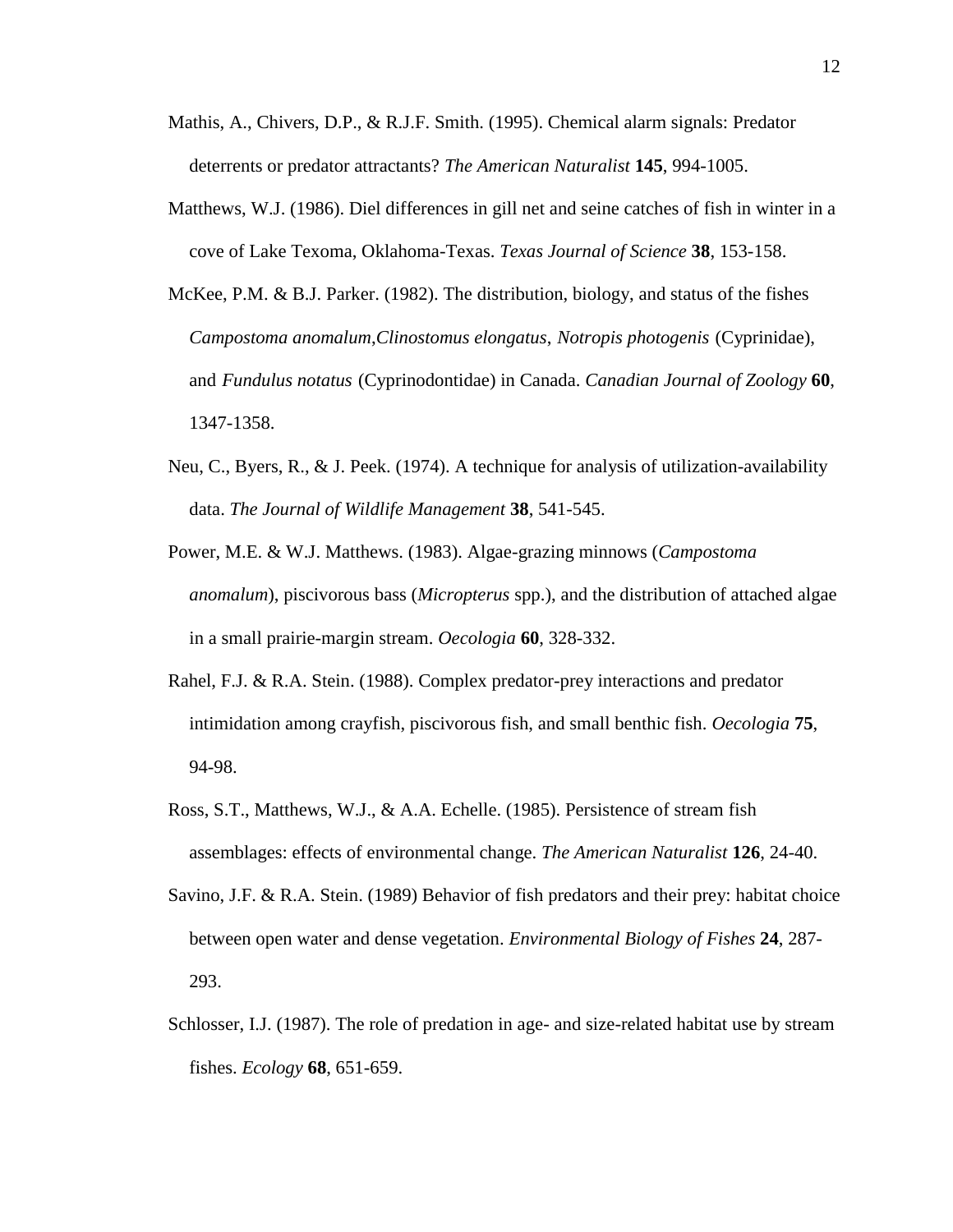Mathis, A., Chivers, D.P., & R.J.F. Smith. (1995). Chemical alarm signals: Predator deterrents or predator attractants? *The American Naturalist* **145**, 994-1005.

Matthews, W.J. (1986). Diel differences in gill net and seine catches of fish in winter in a cove of Lake Texoma, Oklahoma-Texas. *Texas Journal of Science* **38**, 153-158.

McKee, P.M. & B.J. Parker. (1982). The distribution, biology, and status of the fishes *Campostoma anomalum*,*Clinostomus elongatus*, *Notropis photogenis* (Cyprinidae), and *Fundulus notatus* (Cyprinodontidae) in Canada. *Canadian Journal of Zoology* **60**, 1347-1358.

Neu, C., Byers, R., & J. Peek. (1974). A technique for analysis of utilization-availability data. *The Journal of Wildlife Management* **38**, 541-545.

Power, M.E. & W.J. Matthews. (1983). Algae-grazing minnows (*Campostoma anomalum*), piscivorous bass (*Micropterus* spp.), and the distribution of attached algae in a small prairie-margin stream. *Oecologia* **60**, 328-332.

Rahel, F.J. & R.A. Stein. (1988). Complex predator-prey interactions and predator intimidation among crayfish, piscivorous fish, and small benthic fish. *Oecologia* **75**, 94-98.

Ross, S.T., Matthews, W.J., & A.A. Echelle. (1985). Persistence of stream fish assemblages: effects of environmental change. *The American Naturalist* **126**, 24-40.

Savino, J.F. & R.A. Stein. (1989) Behavior of fish predators and their prey: habitat choice between open water and dense vegetation. *Environmental Biology of Fishes* **24**, 287-293.

Schlosser, I.J. (1987). The role of predation in age- and size-related habitat use by stream fishes. *Ecology* **68**, 651-659.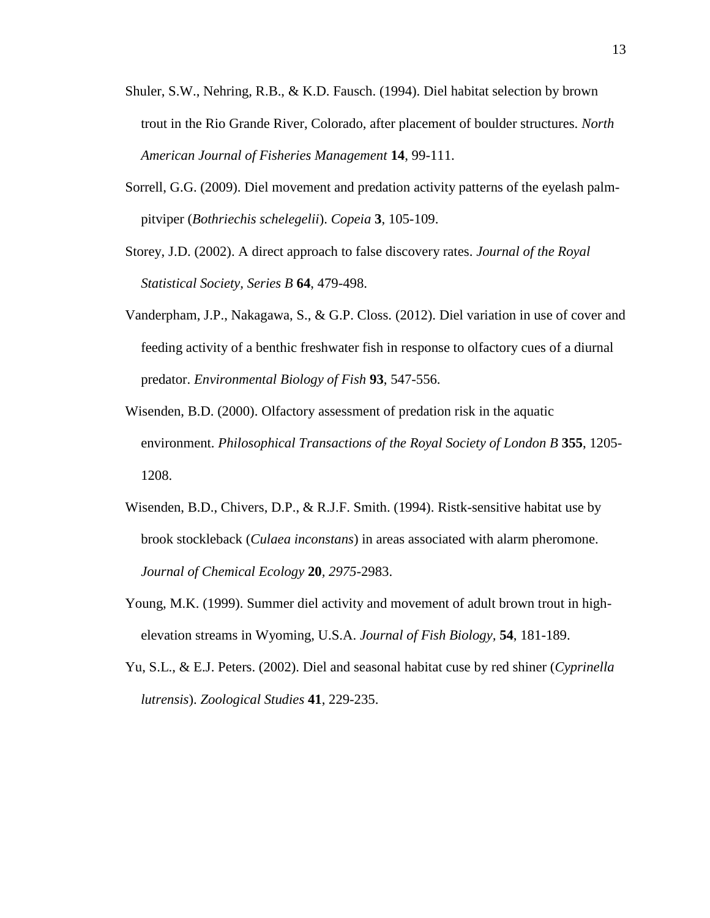Shuler, S.W., Nehring, R.B., & K.D. Fausch. (1994). Diel habitat selection by brown trout in the Rio Grande River, Colorado, after placement of boulder structures. *North American Journal of Fisheries Management* **14**, 99-111.

Sorrell, G.G. (2009). Diel movement and predation activity patterns of the eyelash palm-pitviper (*Bothriechis schelegelii*). *Copeia* **3**, 105-109.

Storey, J.D. (2002). A direct approach to false discovery rates. *Journal of the Royal Statistical Society, Series B* **64**, 479-498.

Vanderpham, J.P., Nakagawa, S., & G.P. Closs. (2012). Diel variation in use of cover and feeding activity of a benthic freshwater fish in response to olfactory cues of a diurnal predator. *Environmental Biology of Fish* **93**, 547-556.

Wisenden, B.D. (2000). Olfactory assessment of predation risk in the aquatic environment. *Philosophical Transactions of the Royal Society of London B* **355**, 1205-1208.

Wisenden, B.D., Chivers, D.P., & R.J.F. Smith. (1994). Ristk-sensitive habitat use by brook stockleback (*Culaea inconstans*) in areas associated with alarm pheromone. *Journal of Chemical Ecology* **20**, *2975*-2983.

Young, M.K. (1999). Summer diel activity and movement of adult brown trout in high-elevation streams in Wyoming, U.S.A. *Journal of Fish Biology*, **54**, 181-189.

Yu, S.L., & E.J. Peters. (2002). Diel and seasonal habitat cuse by red shiner (*Cyprinella lutrensis*). *Zoological Studies* **41**, 229-235.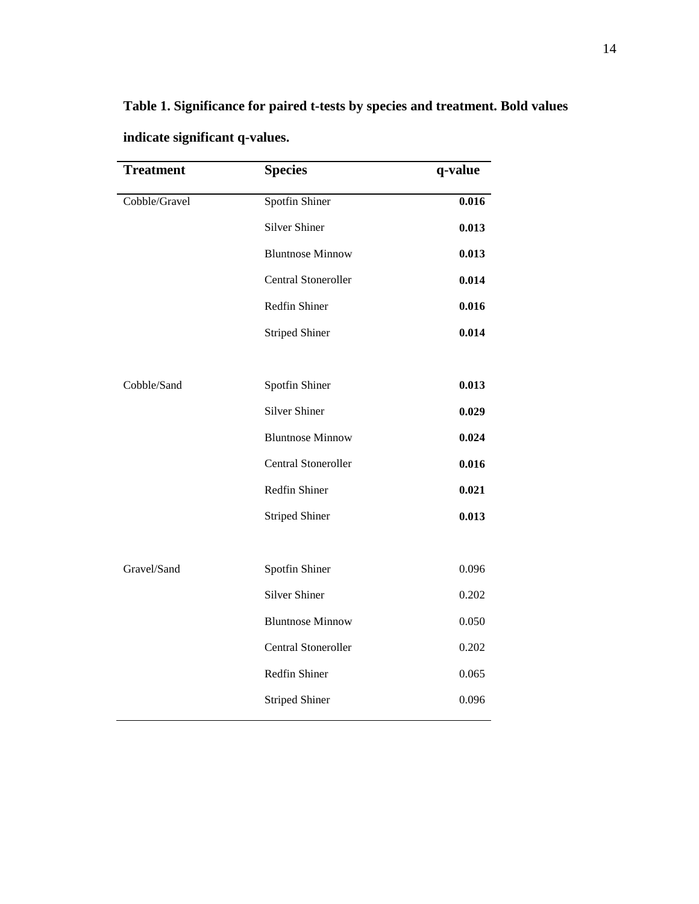**Table 1. Significance for paired t-tests by species and treatment. Bold values indicate significant q-values.**

| Treatment | Species | q-value |
|---|---|---|
| Cobble/Gravel | Spotfin Shiner | **0.016** |
| | Silver Shiner | **0.013** |
| | Bluntnose Minnow | **0.013** |
| | Central Stoneroller | **0.014** |
| | Redfin Shiner | **0.016** |
| | Striped Shiner | **0.014** |
| Cobble/Sand | Spotfin Shiner | **0.013** |
| | Silver Shiner | **0.029** |
| | Bluntnose Minnow | **0.024** |
| | Central Stoneroller | **0.016** |
| | Redfin Shiner | **0.021** |
| | Striped Shiner | **0.013** |
| Gravel/Sand | Spotfin Shiner | 0.096 |
| | Silver Shiner | 0.202 |
| | Bluntnose Minnow | 0.050 |
| | Central Stoneroller | 0.202 |
| | Redfin Shiner | 0.065 |
| | Striped Shiner | 0.096 |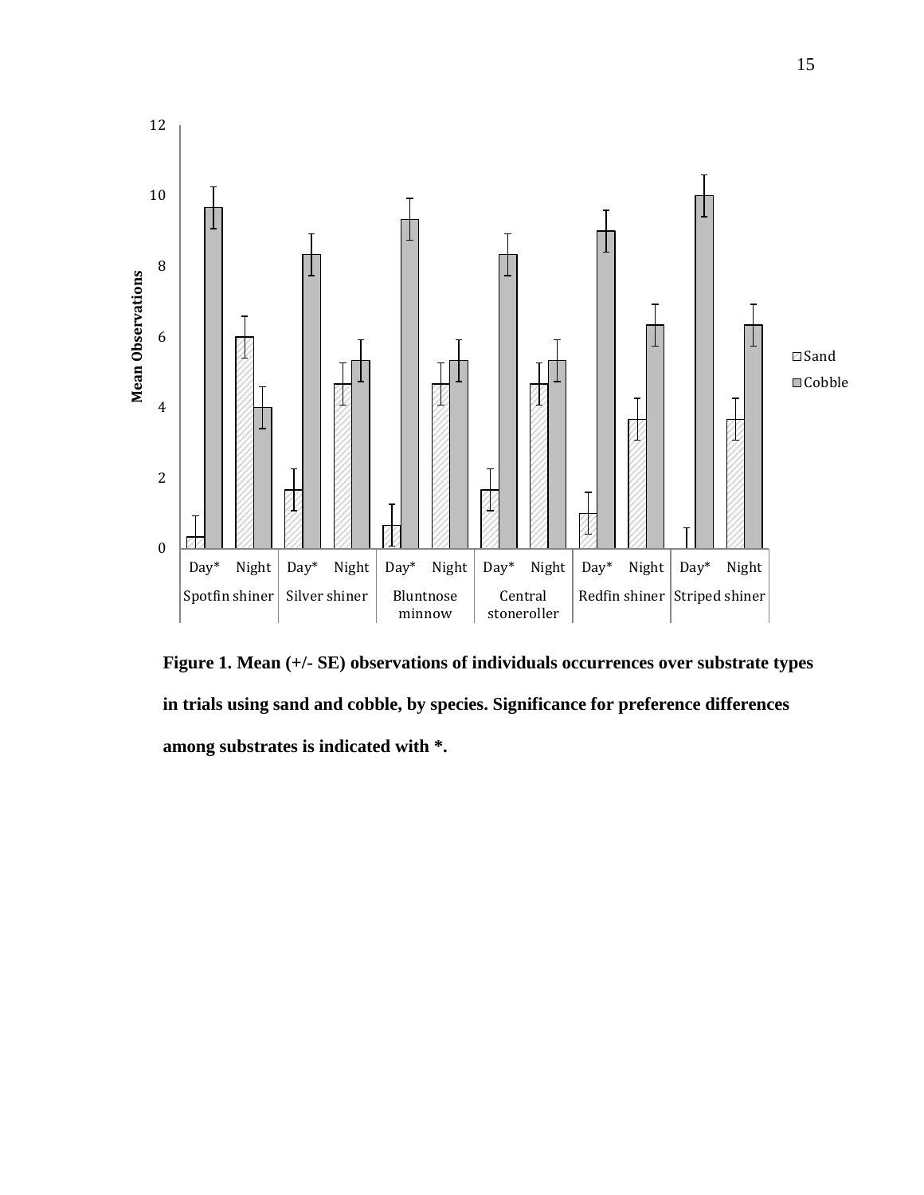**Figure 1. Mean (+/- SE) observations of individuals occurrences over substrate types in trials using sand and cobble, by species. Significance for preference differences among substrates is indicated with *.**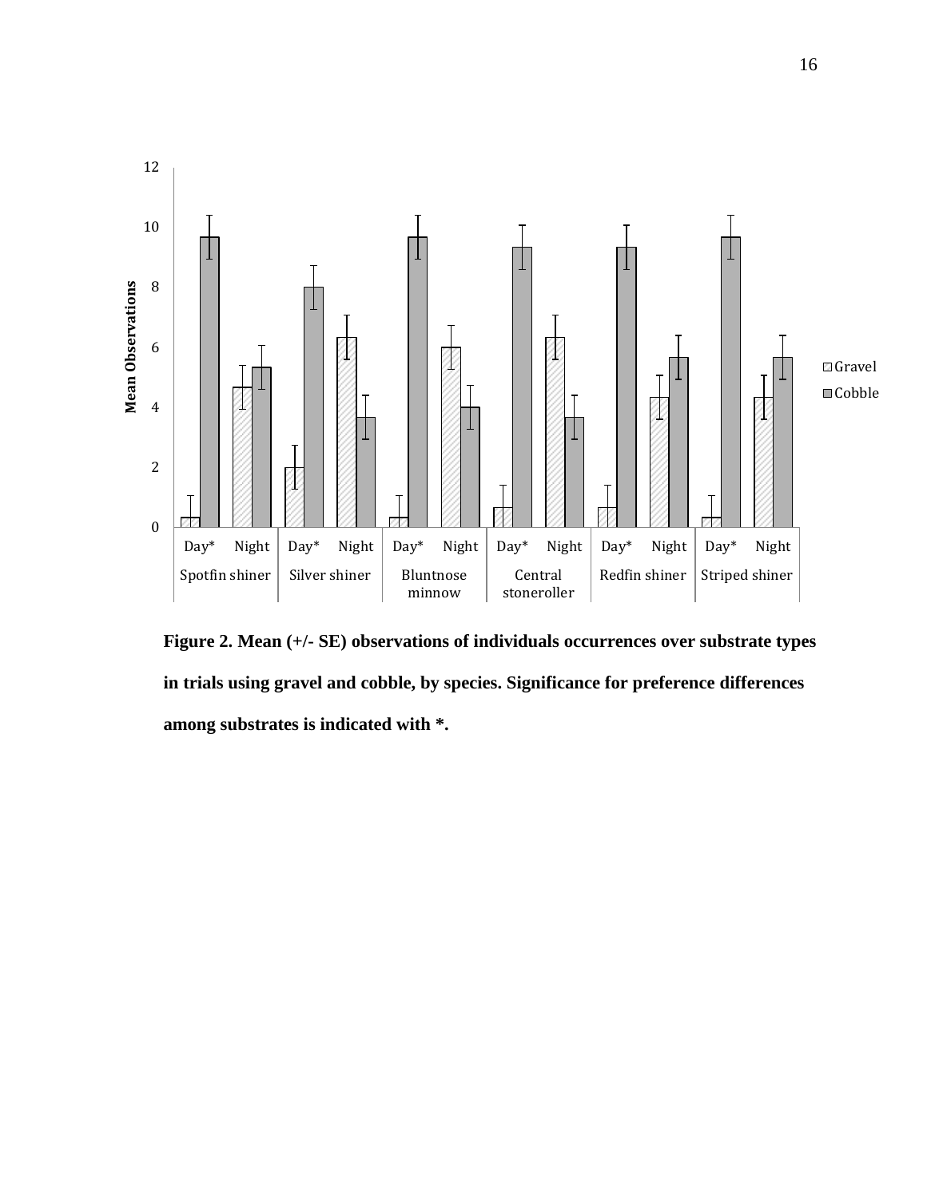**Figure 2. Mean (+/- SE) observations of individuals occurrences over substrate types in trials using gravel and cobble, by species. Significance for preference differences among substrates is indicated with *.**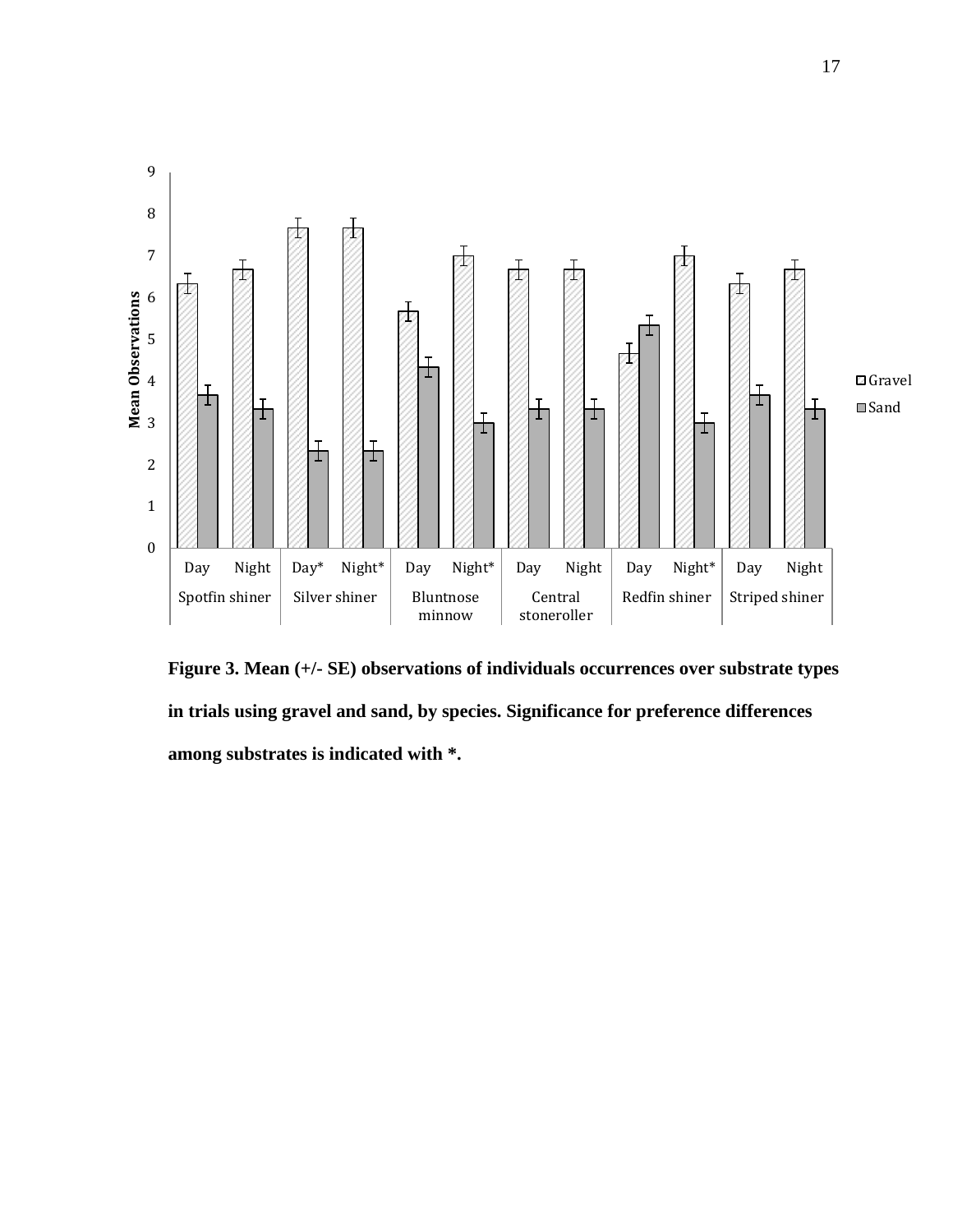9
8
7
6
5
4
3
2
1
0

Mean Observations

Gravel
Sand

Day Night Day* Night* Day Night* Day Night Day Night* Day Night

Spotfin shiner | Silver shiner | Bluntnose minnow | Central stoneroller | Redfin shiner | Striped shiner

**Figure 3. Mean (+/- SE) observations of individuals occurrences over substrate types in trials using gravel and sand, by species. Significance for preference differences among substrates is indicated with *.**